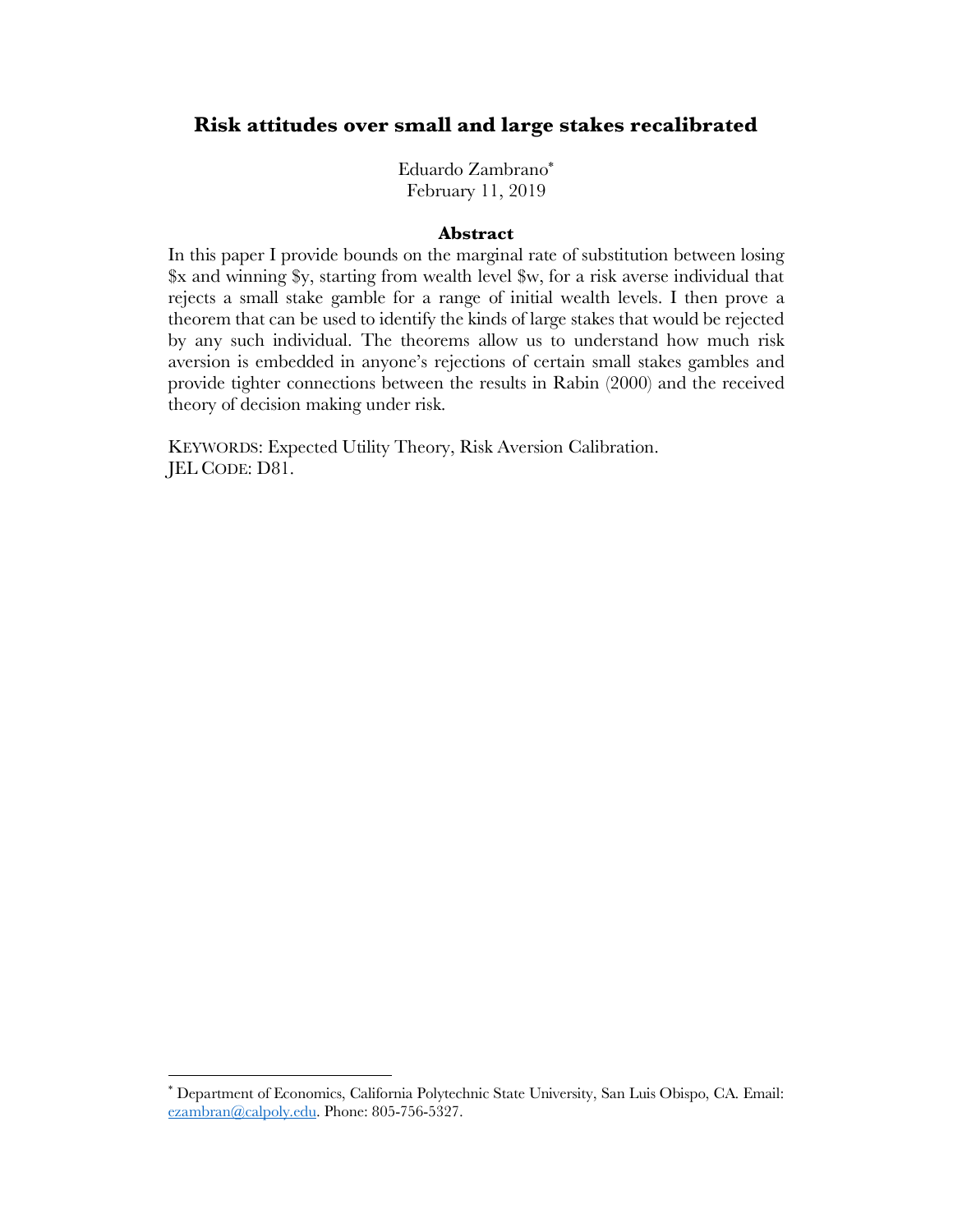# Risk attitudes over small and large stakes recalibrated

Eduardo Zambrano[*]
February 11, 2019

### Abstract

In this paper I provide bounds on the marginal rate of substitution between losing \$x and winning \$y, starting from wealth level \$w, for a risk averse individual that rejects a small stake gamble for a range of initial wealth levels. I then prove a theorem that can be used to identify the kinds of large stakes that would be rejected by any such individual. The theorems allow us to understand how much risk aversion is embedded in anyone's rejections of certain small stakes gambles and provide tighter connections between the results in Rabin (2000) and the received theory of decision making under risk.

KEYWORDS: Expected Utility Theory, Risk Aversion Calibration.
JEL CODE: D81.

---

[*] Department of Economics, California Polytechnic State University, San Luis Obispo, CA. Email: ezambran@calpoly.edu. Phone: 805-756-5327.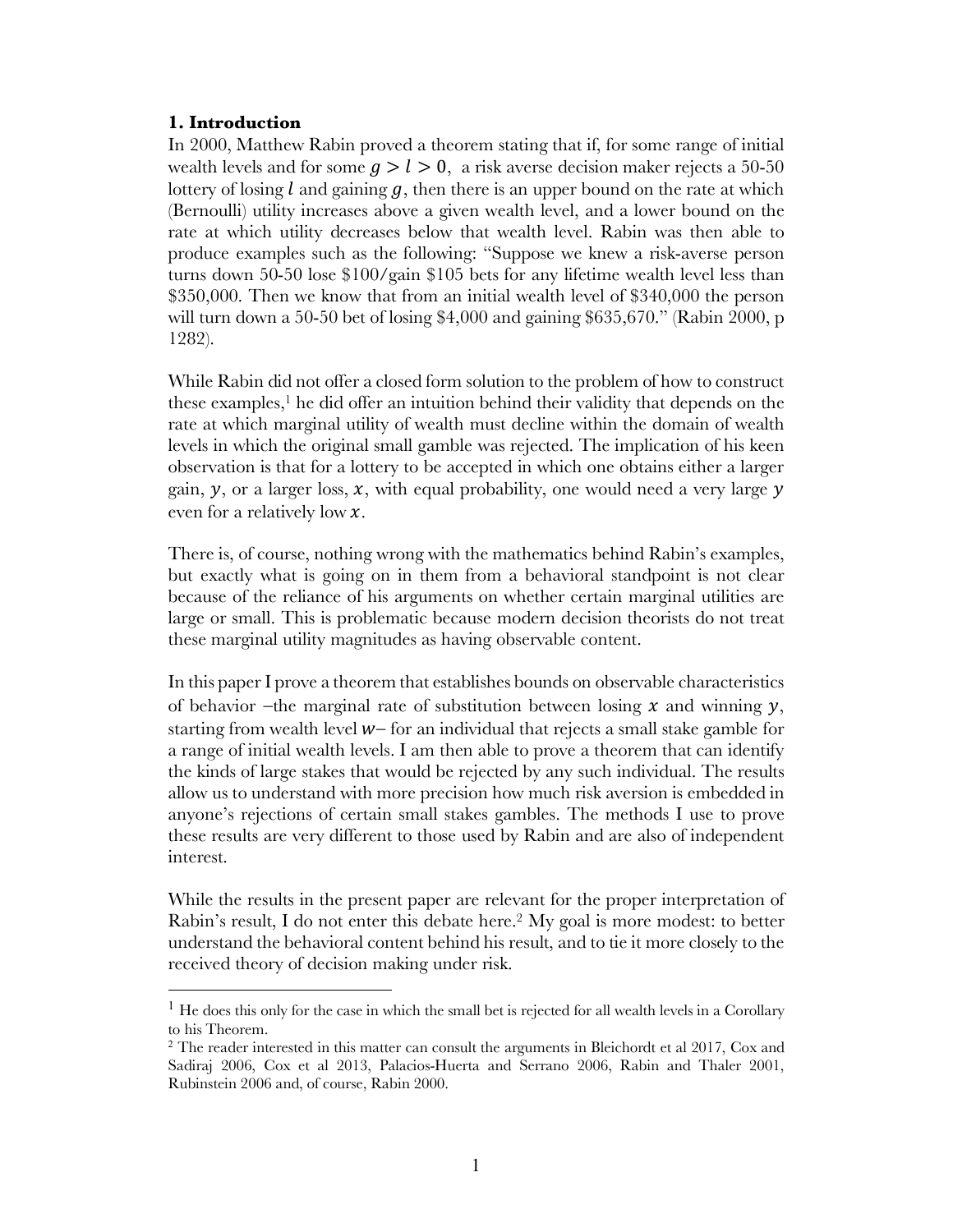## 1. Introduction

In 2000, Matthew Rabin proved a theorem stating that if, for some range of initial wealth levels and for some $g > l > 0$, a risk averse decision maker rejects a 50-50 lottery of losing $l$ and gaining $g$, then there is an upper bound on the rate at which (Bernoulli) utility increases above a given wealth level, and a lower bound on the rate at which utility decreases below that wealth level. Rabin was then able to produce examples such as the following: "Suppose we knew a risk-averse person turns down 50-50 lose \$100/gain \$105 bets for any lifetime wealth level less than \$350,000. Then we know that from an initial wealth level of \$340,000 the person will turn down a 50-50 bet of losing \$4,000 and gaining \$635,670." (Rabin 2000, p 1282).

While Rabin did not offer a closed form solution to the problem of how to construct these examples,[1] he did offer an intuition behind their validity that depends on the rate at which marginal utility of wealth must decline within the domain of wealth levels in which the original small gamble was rejected. The implication of his keen observation is that for a lottery to be accepted in which one obtains either a larger gain, $y$, or a larger loss, $x$, with equal probability, one would need a very large $y$ even for a relatively low $x$.

There is, of course, nothing wrong with the mathematics behind Rabin's examples, but exactly what is going on in them from a behavioral standpoint is not clear because of the reliance of his arguments on whether certain marginal utilities are large or small. This is problematic because modern decision theorists do not treat these marginal utility magnitudes as having observable content.

In this paper I prove a theorem that establishes bounds on observable characteristics of behavior –the marginal rate of substitution between losing $x$ and winning $y$, starting from wealth level $w$– for an individual that rejects a small stake gamble for a range of initial wealth levels. I am then able to prove a theorem that can identify the kinds of large stakes that would be rejected by any such individual. The results allow us to understand with more precision how much risk aversion is embedded in anyone's rejections of certain small stakes gambles. The methods I use to prove these results are very different to those used by Rabin and are also of independent interest.

While the results in the present paper are relevant for the proper interpretation of Rabin's result, I do not enter this debate here.[2] My goal is more modest: to better understand the behavioral content behind his result, and to tie it more closely to the received theory of decision making under risk.

---

[1] He does this only for the case in which the small bet is rejected for all wealth levels in a Corollary to his Theorem.

[2] The reader interested in this matter can consult the arguments in Bleichordt et al 2017, Cox and Sadiraj 2006, Cox et al 2013, Palacios-Huerta and Serrano 2006, Rabin and Thaler 2001, Rubinstein 2006 and, of course, Rabin 2000.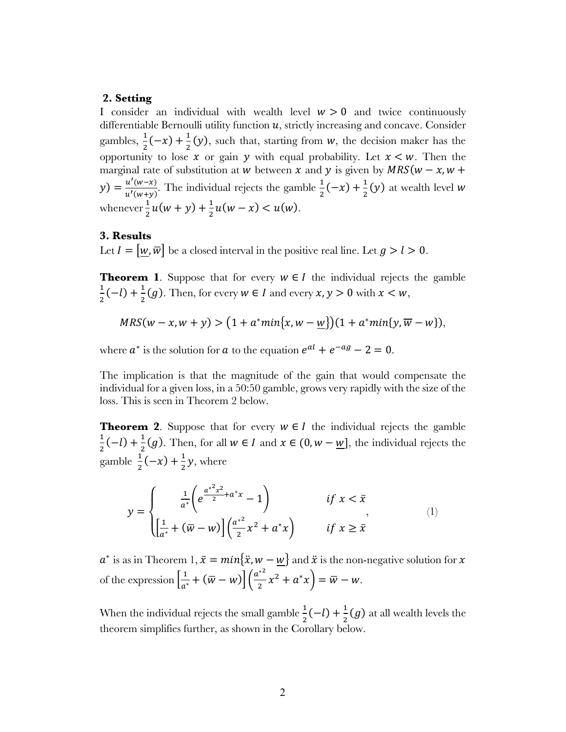## 2. Setting

I consider an individual with wealth level $w > 0$ and twice continuously differentiable Bernoulli utility function $u$, strictly increasing and concave. Consider gambles, $\frac{1}{2}(-x) + \frac{1}{2}(y)$, such that, starting from $w$, the decision maker has the opportunity to lose $x$ or gain $y$ with equal probability. Let $x < w$. Then the marginal rate of substitution at $w$ between $x$ and $y$ is given by $MRS(w-x, w+y) = \frac{u'(w-x)}{u'(w+y)}$. The individual rejects the gamble $\frac{1}{2}(-x) + \frac{1}{2}(y)$ at wealth level $w$ whenever $\frac{1}{2}u(w+y) + \frac{1}{2}u(w-x) < u(w)$.

## 3. Results

Let $I = [\underline{w}, \overline{w}]$ be a closed interval in the positive real line. Let $g > l > 0$.

**Theorem 1**. Suppose that for every $w \in I$ the individual rejects the gamble $\frac{1}{2}(-l) + \frac{1}{2}(g)$. Then, for every $w \in I$ and every $x, y > 0$ with $x < w$,

$$MRS(w-x, w+y) > \left(1 + a^* min\{x, w - \underline{w}\}\right)\left(1 + a^* min\{y, \overline{w} - w\}\right),$$

where $a^*$ is the solution for $a$ to the equation $e^{al} + e^{-ag} - 2 = 0$.

The implication is that the magnitude of the gain that would compensate the individual for a given loss, in a 50:50 gamble, grows very rapidly with the size of the loss. This is seen in Theorem 2 below.

**Theorem 2**. Suppose that for every $w \in I$ the individual rejects the gamble $\frac{1}{2}(-l) + \frac{1}{2}(g)$. Then, for all $w \in I$ and $x \in (0, w - \underline{w}]$, the individual rejects the gamble $\frac{1}{2}(-x) + \frac{1}{2}y$, where

$$y = \begin{cases} \frac{1}{a^*}\left(e^{\frac{a^{*2}x^2}{2} + a^*x} - 1\right) & if\ x < \bar{x} \\ \left[\frac{1}{a^*} + (\overline{w} - w)\right]\left(\frac{a^{*2}}{2}x^2 + a^*x\right) & if\ x \geq \bar{x} \end{cases}, \tag{1}$$

$a^*$ is as in Theorem 1, $\bar{x} = min\{\ddot{x}, w - \underline{w}\}$ and $\ddot{x}$ is the non-negative solution for $x$ of the expression $\left[\frac{1}{a^*} + (\overline{w} - w)\right]\left(\frac{a^{*2}}{2}x^2 + a^*x\right) = \overline{w} - w$.

When the individual rejects the small gamble $\frac{1}{2}(-l) + \frac{1}{2}(g)$ at all wealth levels the theorem simplifies further, as shown in the Corollary below.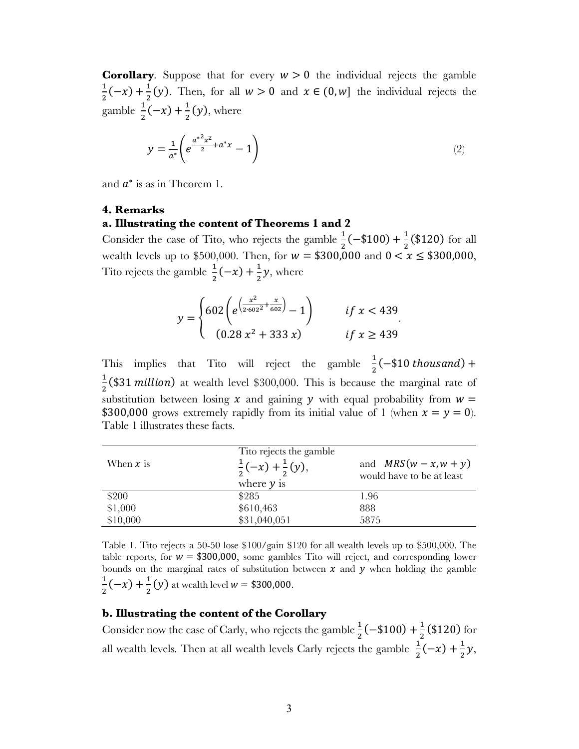**Corollary**. Suppose that for every $w > 0$ the individual rejects the gamble $\frac{1}{2}(-x) + \frac{1}{2}(y)$. Then, for all $w > 0$ and $x \in (0, w]$ the individual rejects the gamble $\frac{1}{2}(-x) + \frac{1}{2}(y)$, where

$$y = \frac{1}{a^*}\left(e^{\frac{a^{*2}x^2}{2} + a^*x} - 1\right) \tag{2}$$

and $a^*$ is as in Theorem 1.

### 4. Remarks

#### a. Illustrating the content of Theorems 1 and 2

Consider the case of Tito, who rejects the gamble $\frac{1}{2}(-\$100) + \frac{1}{2}(\$120)$ for all wealth levels up to \$500,000. Then, for $w = \$300{,}000$ and $0 < x \leq \$300{,}000$, Tito rejects the gamble $\frac{1}{2}(-x) + \frac{1}{2}y$, where

$$y = \begin{cases} 602\left(e^{\left(\frac{x^2}{2 \cdot 602^2} + \frac{x}{602}\right)} - 1\right) & if\ x < 439 \\ (0.28\,x^2 + 333\,x) & if\ x \geq 439 \end{cases}.$$

This implies that Tito will reject the gamble $\frac{1}{2}(-\$10\ thousand) + \frac{1}{2}(\$31\ million)$ at wealth level \$300,000. This is because the marginal rate of substitution between losing $x$ and gaining $y$ with equal probability from $w = \$300{,}000$ grows extremely rapidly from its initial value of 1 (when $x = y = 0$). Table 1 illustrates these facts.

| When $x$ is | Tito rejects the gamble $\frac{1}{2}(-x) + \frac{1}{2}(y)$, where $y$ is | and $MRS(w - x, w + y)$ would have to be at least |
|---|---|---|
| \$200 | \$285 | 1.96 |
| \$1,000 | \$610,463 | 888 |
| \$10,000 | \$31,040,051 | 5875 |

Table 1. Tito rejects a 50-50 lose \$100/gain \$120 for all wealth levels up to \$500,000. The table reports, for $w = \$300{,}000$, some gambles Tito will reject, and corresponding lower bounds on the marginal rates of substitution between $x$ and $y$ when holding the gamble $\frac{1}{2}(-x) + \frac{1}{2}(y)$ at wealth level $w = \$300{,}000$.

#### b. Illustrating the content of the Corollary

Consider now the case of Carly, who rejects the gamble $\frac{1}{2}(-\$100) + \frac{1}{2}(\$120)$ for all wealth levels. Then at all wealth levels Carly rejects the gamble $\frac{1}{2}(-x) + \frac{1}{2}y$,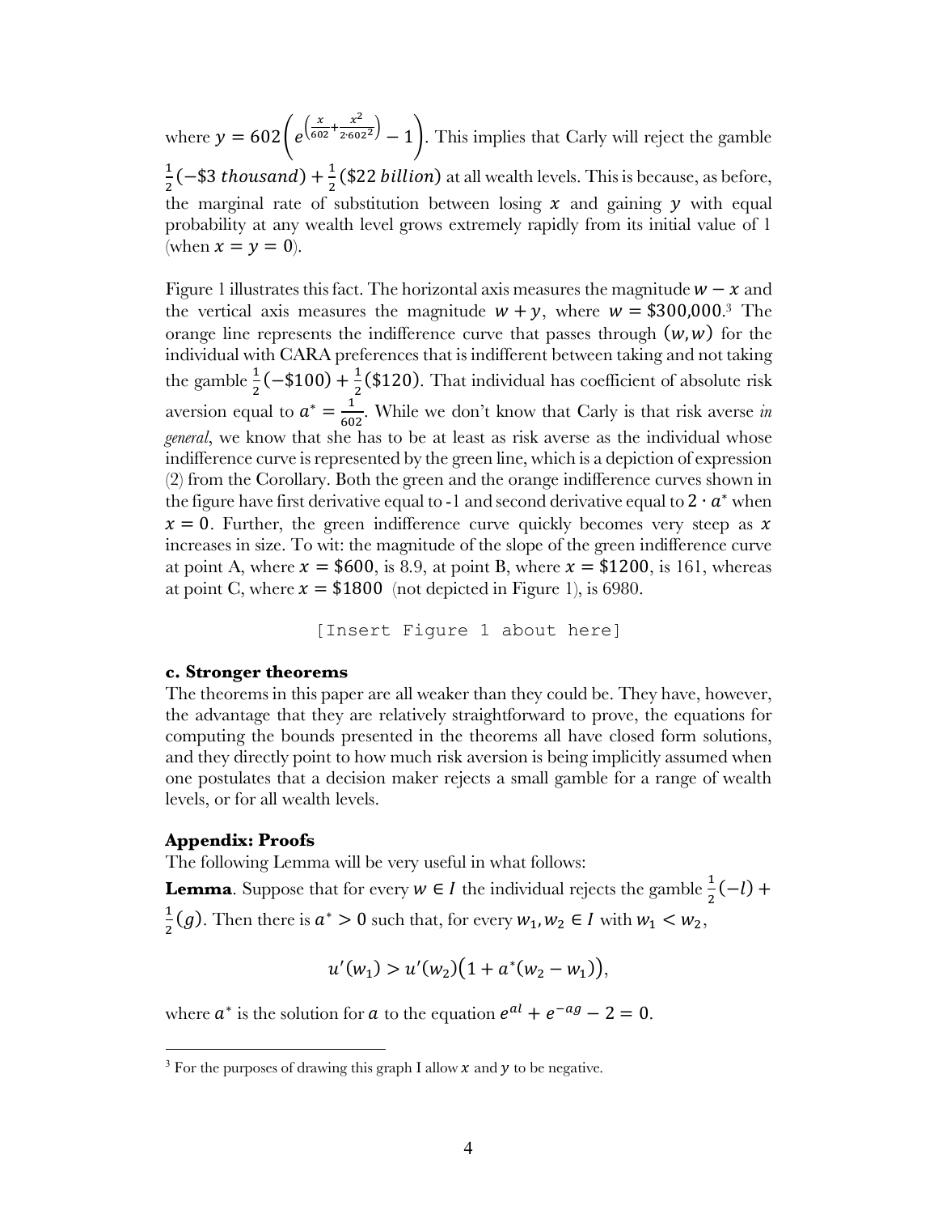where $y = 602\left(e^{\left(\frac{x}{602}+\frac{x^2}{2\cdot 602^2}\right)} - 1\right)$. This implies that Carly will reject the gamble $\frac{1}{2}(-\$3\ thousand) + \frac{1}{2}(\$22\ billion)$ at all wealth levels. This is because, as before, the marginal rate of substitution between losing $x$ and gaining $y$ with equal probability at any wealth level grows extremely rapidly from its initial value of 1 (when $x = y = 0$).

Figure 1 illustrates this fact. The horizontal axis measures the magnitude $w - x$ and the vertical axis measures the magnitude $w + y$, where $w = \$300{,}000$.[3] The orange line represents the indifference curve that passes through $(w, w)$ for the individual with CARA preferences that is indifferent between taking and not taking the gamble $\frac{1}{2}(-\$100) + \frac{1}{2}(\$120)$. That individual has coefficient of absolute risk aversion equal to $a^* = \frac{1}{602}$. While we don't know that Carly is that risk averse *in general*, we know that she has to be at least as risk averse as the individual whose indifference curve is represented by the green line, which is a depiction of expression (2) from the Corollary. Both the green and the orange indifference curves shown in the figure have first derivative equal to -1 and second derivative equal to $2 \cdot a^*$ when $x = 0$. Further, the green indifference curve quickly becomes very steep as $x$ increases in size. To wit: the magnitude of the slope of the green indifference curve at point A, where $x = \$600$, is 8.9, at point B, where $x = \$1200$, is 161, whereas at point C, where $x = \$1800$ (not depicted in Figure 1), is 6980.

```
[Insert Figure 1 about here]
```

### c. Stronger theorems

The theorems in this paper are all weaker than they could be. They have, however, the advantage that they are relatively straightforward to prove, the equations for computing the bounds presented in the theorems all have closed form solutions, and they directly point to how much risk aversion is being implicitly assumed when one postulates that a decision maker rejects a small gamble for a range of wealth levels, or for all wealth levels.

## Appendix: Proofs

The following Lemma will be very useful in what follows:

**Lemma**. Suppose that for every $w \in I$ the individual rejects the gamble $\frac{1}{2}(-l) + \frac{1}{2}(g)$. Then there is $a^* > 0$ such that, for every $w_1, w_2 \in I$ with $w_1 < w_2$,

$$u'(w_1) > u'(w_2)\big(1 + a^*(w_2 - w_1)\big),$$

where $a^*$ is the solution for $a$ to the equation $e^{al} + e^{-ag} - 2 = 0$.

[3] For the purposes of drawing this graph I allow $x$ and $y$ to be negative.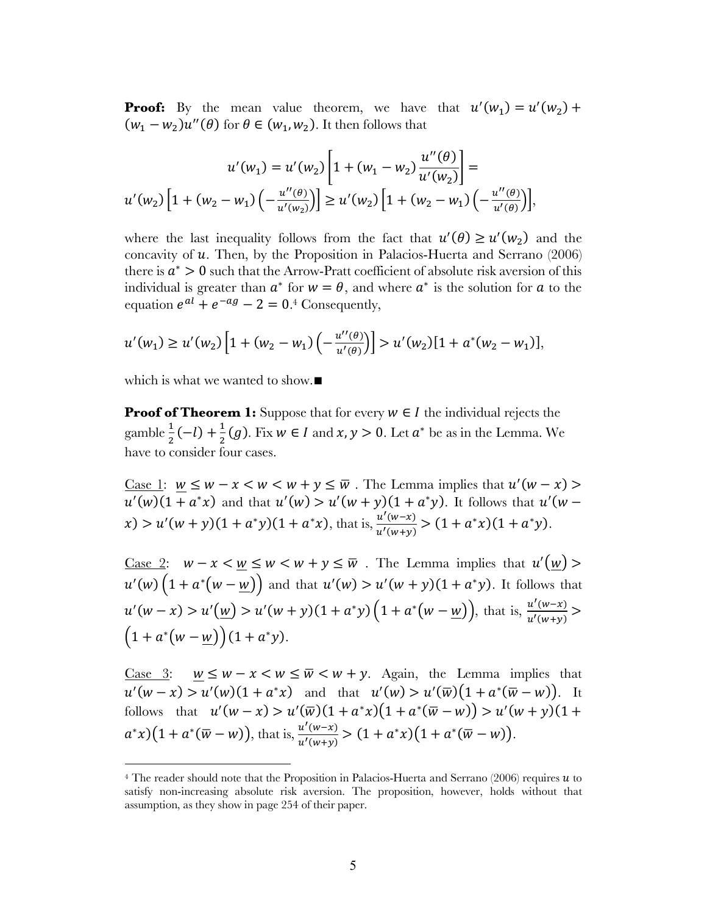**Proof:** By the mean value theorem, we have that $u'(w_1) = u'(w_2) + (w_1 - w_2)u''(\theta)$ for $\theta \in (w_1, w_2)$. It then follows that

$$u'(w_1) = u'(w_2)\left[1 + (w_1 - w_2)\frac{u''(\theta)}{u'(w_2)}\right] =$$
$$u'(w_2)\left[1 + (w_2 - w_1)\left(-\frac{u''(\theta)}{u'(w_2)}\right)\right] \geq u'(w_2)\left[1 + (w_2 - w_1)\left(-\frac{u''(\theta)}{u'(\theta)}\right)\right],$$

where the last inequality follows from the fact that $u'(\theta) \geq u'(w_2)$ and the concavity of $u$. Then, by the Proposition in Palacios-Huerta and Serrano (2006) there is $a^* > 0$ such that the Arrow-Pratt coefficient of absolute risk aversion of this individual is greater than $a^*$ for $w = \theta$, and where $a^*$ is the solution for $a$ to the equation $e^{al} + e^{-ag} - 2 = 0$.[4] Consequently,

$$u'(w_1) \geq u'(w_2)\left[1 + (w_2 - w_1)\left(-\frac{u''(\theta)}{u'(\theta)}\right)\right] > u'(w_2)[1 + a^*(w_2 - w_1)],$$

which is what we wanted to show.■

**Proof of Theorem 1:** Suppose that for every $w \in I$ the individual rejects the gamble $\frac{1}{2}(-l) + \frac{1}{2}(g)$. Fix $w \in I$ and $x, y > 0$. Let $a^*$ be as in the Lemma. We have to consider four cases.

Case 1: $\underline{w} \leq w - x < w < w + y \leq \overline{w}$ . The Lemma implies that $u'(w - x) > u'(w)(1 + a^*x)$ and that $u'(w) > u'(w + y)(1 + a^*y)$. It follows that $u'(w - x) > u'(w + y)(1 + a^*y)(1 + a^*x)$, that is, $\frac{u'(w-x)}{u'(w+y)} > (1 + a^*x)(1 + a^*y)$.

Case 2: $w - x < \underline{w} \leq w < w + y \leq \overline{w}$ . The Lemma implies that $u'(\underline{w}) > u'(w)\left(1 + a^*(w - \underline{w})\right)$ and that $u'(w) > u'(w + y)(1 + a^*y)$. It follows that $u'(w - x) > u'(\underline{w}) > u'(w + y)(1 + a^*y)\left(1 + a^*(w - \underline{w})\right)$, that is, $\frac{u'(w-x)}{u'(w+y)} > \left(1 + a^*(w - \underline{w})\right)(1 + a^*y)$.

Case 3: $\underline{w} \leq w - x < w \leq \overline{w} < w + y$. Again, the Lemma implies that $u'(w - x) > u'(w)(1 + a^*x)$ and that $u'(w) > u'(\overline{w})\left(1 + a^*(\overline{w} - w)\right)$. It follows that $u'(w - x) > u'(\overline{w})(1 + a^*x)\left(1 + a^*(\overline{w} - w)\right) > u'(w + y)(1 + a^*x)\left(1 + a^*(\overline{w} - w)\right)$, that is, $\frac{u'(w-x)}{u'(w+y)} > (1 + a^*x)\left(1 + a^*(\overline{w} - w)\right)$.

---

[4] The reader should note that the Proposition in Palacios-Huerta and Serrano (2006) requires $u$ to satisfy non-increasing absolute risk aversion. The proposition, however, holds without that assumption, as they show in page 254 of their paper.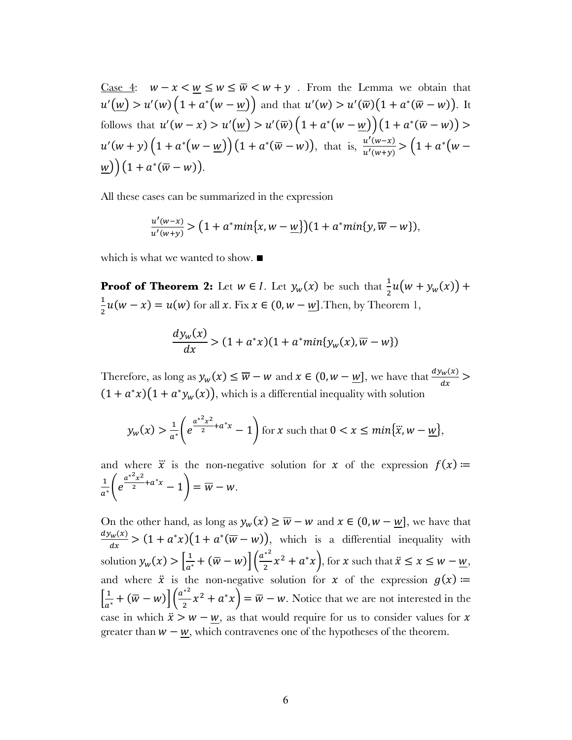<u>Case 4</u>: $w - x < \underline{w} \leq w \leq \overline{w} < w + y$ . From the Lemma we obtain that $u'(\underline{w}) > u'(w)\left(1 + a^*(w - \underline{w})\right)$ and that $u'(w) > u'(\overline{w})\left(1 + a^*(\overline{w} - w)\right)$. It follows that $u'(w - x) > u'(\underline{w}) > u'(\overline{w})\left(1 + a^*(w - \underline{w})\right)\left(1 + a^*(\overline{w} - w)\right) > u'(w + y)\left(1 + a^*(w - \underline{w})\right)\left(1 + a^*(\overline{w} - w)\right)$, that is, $\frac{u'(w-x)}{u'(w+y)} > \left(1 + a^*(w - \underline{w})\right)\left(1 + a^*(\overline{w} - w)\right)$.

All these cases can be summarized in the expression

$$\frac{u'(w-x)}{u'(w+y)} > \left(1 + a^* min\{x, w - \underline{w}\}\right)\left(1 + a^* min\{y, \overline{w} - w\}\right),$$

which is what we wanted to show. ■

**Proof of Theorem 2:** Let $w \in I$. Let $y_w(x)$ be such that $\frac{1}{2}u\left(w + y_w(x)\right) + \frac{1}{2}u(w - x) = u(w)$ for all $x$. Fix $x \in (0, w - \underline{w}]$.Then, by Theorem 1,

$$\frac{dy_w(x)}{dx} > (1 + a^*x)(1 + a^* min\{y_w(x), \overline{w} - w\})$$

Therefore, as long as $y_w(x) \leq \overline{w} - w$ and $x \in (0, w - \underline{w}]$, we have that $\frac{dy_w(x)}{dx} > (1 + a^*x)\left(1 + a^*y_w(x)\right)$, which is a differential inequality with solution

$$y_w(x) > \frac{1}{a^*}\left(e^{\frac{a^{*2}x^2}{2} + a^*x} - 1\right) \text{ for } x \text{ such that } 0 < x \leq min\{\ddot{x}, w - \underline{w}\},$$

and where $\ddot{x}$ is the non-negative solution for $x$ of the expression $f(x) \coloneqq \frac{1}{a^*}\left(e^{\frac{a^{*2}x^2}{2} + a^*x} - 1\right) = \overline{w} - w$.

On the other hand, as long as $y_w(x) \geq \overline{w} - w$ and $x \in (0, w - \underline{w}]$, we have that $\frac{dy_w(x)}{dx} > (1 + a^*x)\left(1 + a^*(\overline{w} - w)\right)$, which is a differential inequality with solution $y_w(x) > \left[\frac{1}{a^*} + (\overline{w} - w)\right]\left(\frac{a^{*2}}{2}x^2 + a^*x\right)$, for $x$ such that $\ddot{x} \leq x \leq w - \underline{w}$, and where $\ddot{x}$ is the non-negative solution for $x$ of the expression $g(x) \coloneqq \left[\frac{1}{a^*} + (\overline{w} - w)\right]\left(\frac{a^{*2}}{2}x^2 + a^*x\right) = \overline{w} - w$. Notice that we are not interested in the case in which $\ddot{x} > w - \underline{w}$, as that would require for us to consider values for $x$ greater than $w - \underline{w}$, which contravenes one of the hypotheses of the theorem.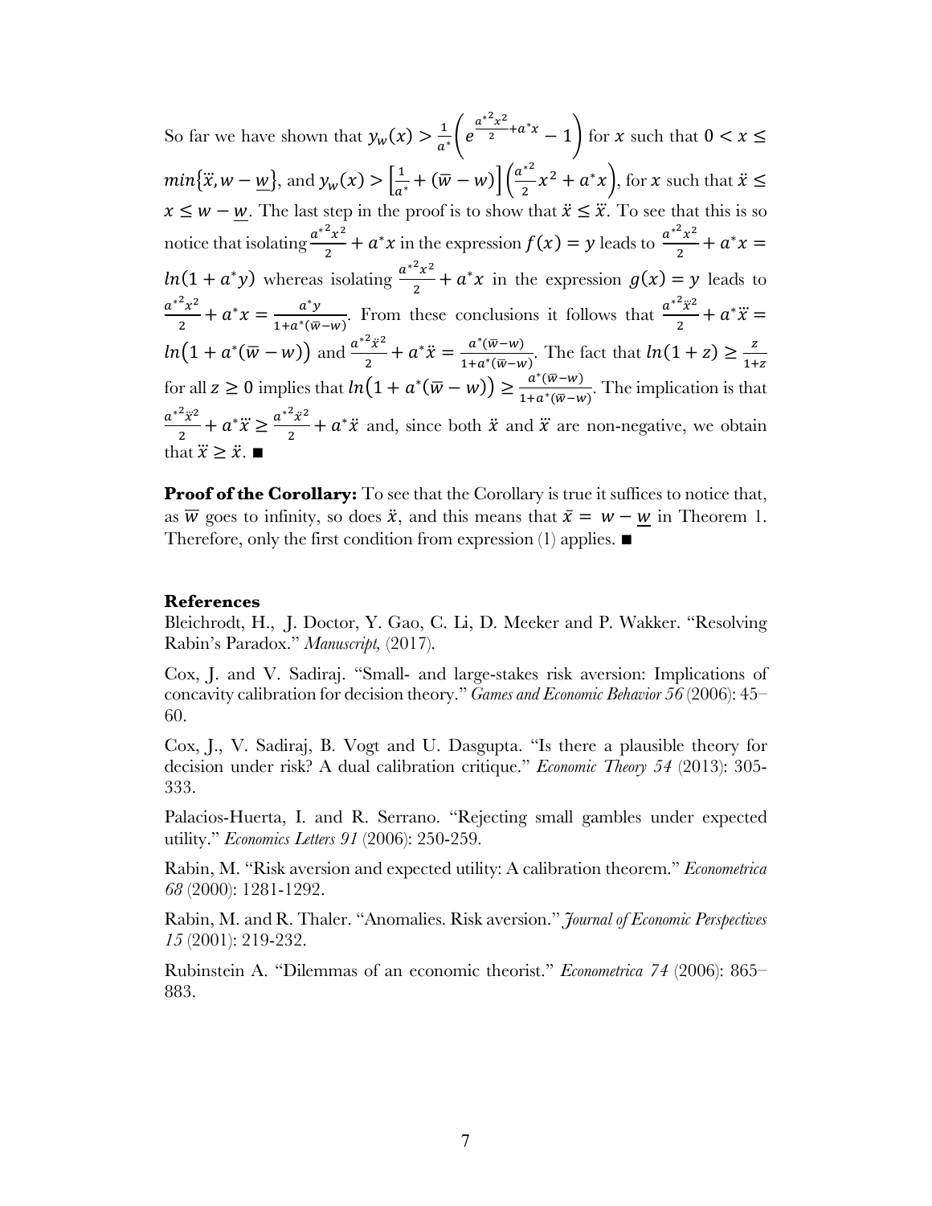So far we have shown that $y_w(x) > \frac{1}{a^*}\left(e^{\frac{a^{*2}x^2}{2}+a^*x} - 1\right)$ for $x$ such that $0 < x \leq min\{\ddot{x}, w - \underline{w}\}$, and $y_w(x) > \left[\frac{1}{a^*} + (\overline{w} - w)\right]\left(\frac{a^{*2}}{2}x^2 + a^*x\right)$, for $x$ such that $\ddot{x} \leq x \leq w - \underline{w}$. The last step in the proof is to show that $\ddot{x} \leq \dddot{x}$. To see that this is so notice that isolating $\frac{a^{*2}x^2}{2} + a^*x$ in the expression $f(x) = y$ leads to $\frac{a^{*2}x^2}{2} + a^*x = ln(1 + a^*y)$ whereas isolating $\frac{a^{*2}x^2}{2} + a^*x$ in the expression $g(x) = y$ leads to $\frac{a^{*2}x^2}{2} + a^*x = \frac{a^*y}{1+a^*(\overline{w}-w)}$. From these conclusions it follows that $\frac{a^{*2}\dddot{x}^2}{2} + a^*\dddot{x} = ln\big(1 + a^*(\overline{w} - w)\big)$ and $\frac{a^{*2}\ddot{x}^2}{2} + a^*\ddot{x} = \frac{a^*(\overline{w}-w)}{1+a^*(\overline{w}-w)}$. The fact that $ln(1 + z) \geq \frac{z}{1+z}$ for all $z \geq 0$ implies that $ln\big(1 + a^*(\overline{w} - w)\big) \geq \frac{a^*(\overline{w}-w)}{1+a^*(\overline{w}-w)}$. The implication is that $\frac{a^{*2}\dddot{x}^2}{2} + a^*\dddot{x} \geq \frac{a^{*2}\ddot{x}^2}{2} + a^*\ddot{x}$ and, since both $\ddot{x}$ and $\dddot{x}$ are non-negative, we obtain that $\dddot{x} \geq \ddot{x}$. ∎

**Proof of the Corollary:** To see that the Corollary is true it suffices to notice that, as $\overline{w}$ goes to infinity, so does $\ddot{x}$, and this means that $\bar{x} = w - \underline{w}$ in Theorem 1. Therefore, only the first condition from expression (1) applies. ∎

**References**

Bleichrodt, H., J. Doctor, Y. Gao, C. Li, D. Meeker and P. Wakker. "Resolving Rabin's Paradox." *Manuscript*, (2017).

Cox, J. and V. Sadiraj. "Small- and large-stakes risk aversion: Implications of concavity calibration for decision theory." *Games and Economic Behavior 56* (2006): 45–60.

Cox, J., V. Sadiraj, B. Vogt and U. Dasgupta. "Is there a plausible theory for decision under risk? A dual calibration critique." *Economic Theory 54* (2013): 305-333.

Palacios-Huerta, I. and R. Serrano. "Rejecting small gambles under expected utility." *Economics Letters 91* (2006): 250-259.

Rabin, M. "Risk aversion and expected utility: A calibration theorem." *Econometrica 68* (2000): 1281-1292.

Rabin, M. and R. Thaler. "Anomalies. Risk aversion." *Journal of Economic Perspectives 15* (2001): 219-232.

Rubinstein A. "Dilemmas of an economic theorist." *Econometrica 74* (2006): 865–883.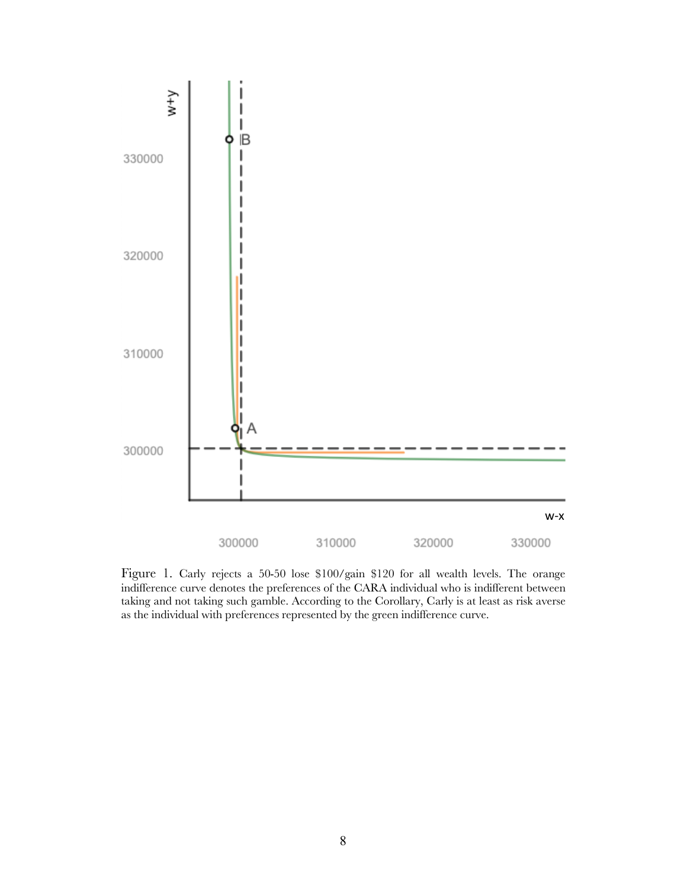w+y

B

330000

320000

310000

A

300000

w-x

300000

310000

320000

330000

Figure 1. Carly rejects a 50-50 lose $100/gain $120 for all wealth levels. The orange indifference curve denotes the preferences of the CARA individual who is indifferent between taking and not taking such gamble. According to the Corollary, Carly is at least as risk averse as the individual with preferences represented by the green indifference curve.